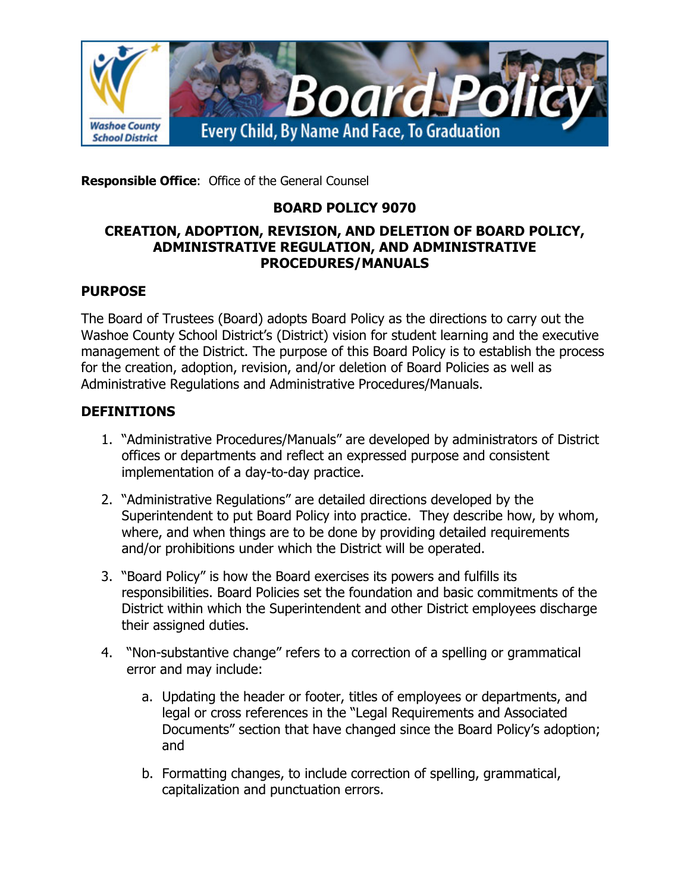**Responsible Office**: Office of the General Counsel

# BOARD POLICY 9070

## CREATION, ADOPTION, REVISION, AND DELETION OF BOARD POLICY, ADMINISTRATIVE REGULATION, AND ADMINISTRATIVE PROCEDURES/MANUALS

### PURPOSE

The Board of Trustees (Board) adopts Board Policy as the directions to carry out the Washoe County School District's (District) vision for student learning and the executive management of the District. The purpose of this Board Policy is to establish the process for the creation, adoption, revision, and/or deletion of Board Policies as well as Administrative Regulations and Administrative Procedures/Manuals.

### DEFINITIONS

1. "Administrative Procedures/Manuals" are developed by administrators of District offices or departments and reflect an expressed purpose and consistent implementation of a day-to-day practice.

2. "Administrative Regulations" are detailed directions developed by the Superintendent to put Board Policy into practice. They describe how, by whom, where, and when things are to be done by providing detailed requirements and/or prohibitions under which the District will be operated.

3. "Board Policy" is how the Board exercises its powers and fulfills its responsibilities. Board Policies set the foundation and basic commitments of the District within which the Superintendent and other District employees discharge their assigned duties.

4. "Non-substantive change" refers to a correction of a spelling or grammatical error and may include:

    a. Updating the header or footer, titles of employees or departments, and legal or cross references in the "Legal Requirements and Associated Documents" section that have changed since the Board Policy's adoption; and

    b. Formatting changes, to include correction of spelling, grammatical, capitalization and punctuation errors.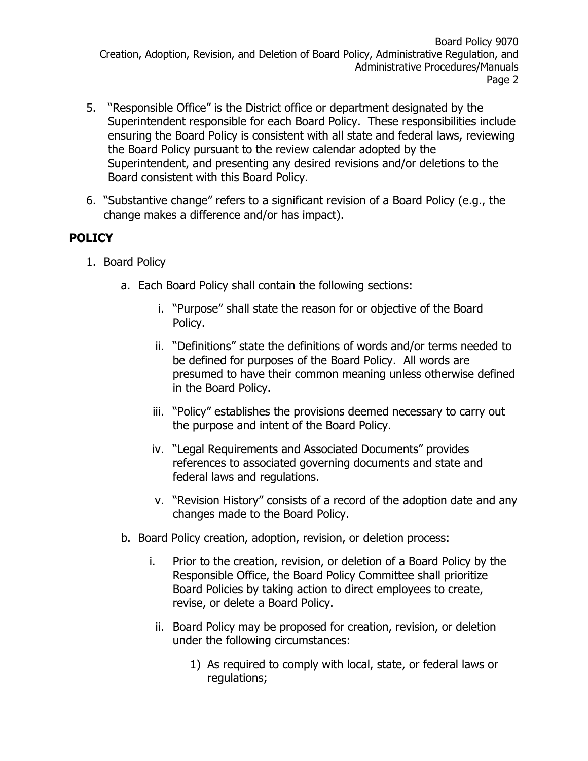5. "Responsible Office" is the District office or department designated by the Superintendent responsible for each Board Policy. These responsibilities include ensuring the Board Policy is consistent with all state and federal laws, reviewing the Board Policy pursuant to the review calendar adopted by the Superintendent, and presenting any desired revisions and/or deletions to the Board consistent with this Board Policy.
6. "Substantive change" refers to a significant revision of a Board Policy (e.g., the change makes a difference and/or has impact).

## POLICY

1. Board Policy
    a. Each Board Policy shall contain the following sections:
        i. "Purpose" shall state the reason for or objective of the Board Policy.
        ii. "Definitions" state the definitions of words and/or terms needed to be defined for purposes of the Board Policy. All words are presumed to have their common meaning unless otherwise defined in the Board Policy.
        iii. "Policy" establishes the provisions deemed necessary to carry out the purpose and intent of the Board Policy.
        iv. "Legal Requirements and Associated Documents" provides references to associated governing documents and state and federal laws and regulations.
        v. "Revision History" consists of a record of the adoption date and any changes made to the Board Policy.
    b. Board Policy creation, adoption, revision, or deletion process:
        i. Prior to the creation, revision, or deletion of a Board Policy by the Responsible Office, the Board Policy Committee shall prioritize Board Policies by taking action to direct employees to create, revise, or delete a Board Policy.
        ii. Board Policy may be proposed for creation, revision, or deletion under the following circumstances:
            1) As required to comply with local, state, or federal laws or regulations;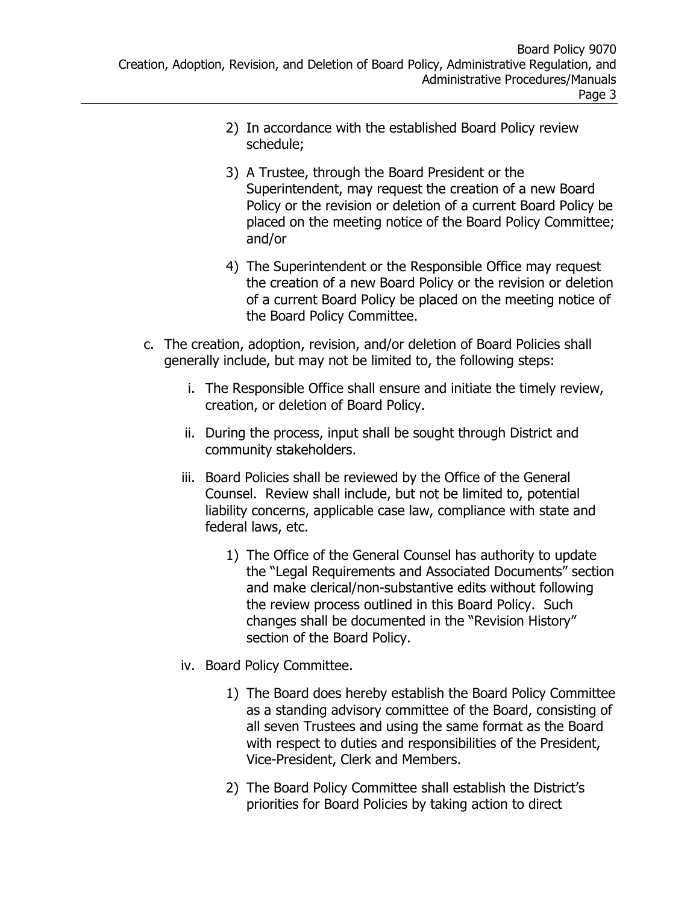2) In accordance with the established Board Policy review schedule;

3) A Trustee, through the Board President or the Superintendent, may request the creation of a new Board Policy or the revision or deletion of a current Board Policy be placed on the meeting notice of the Board Policy Committee; and/or

4) The Superintendent or the Responsible Office may request the creation of a new Board Policy or the revision or deletion of a current Board Policy be placed on the meeting notice of the Board Policy Committee.

c. The creation, adoption, revision, and/or deletion of Board Policies shall generally include, but may not be limited to, the following steps:

   i. The Responsible Office shall ensure and initiate the timely review, creation, or deletion of Board Policy.

   ii. During the process, input shall be sought through District and community stakeholders.

   iii. Board Policies shall be reviewed by the Office of the General Counsel. Review shall include, but not be limited to, potential liability concerns, applicable case law, compliance with state and federal laws, etc.

      1) The Office of the General Counsel has authority to update the "Legal Requirements and Associated Documents" section and make clerical/non-substantive edits without following the review process outlined in this Board Policy. Such changes shall be documented in the "Revision History" section of the Board Policy.

   iv. Board Policy Committee.

      1) The Board does hereby establish the Board Policy Committee as a standing advisory committee of the Board, consisting of all seven Trustees and using the same format as the Board with respect to duties and responsibilities of the President, Vice-President, Clerk and Members.

      2) The Board Policy Committee shall establish the District's priorities for Board Policies by taking action to direct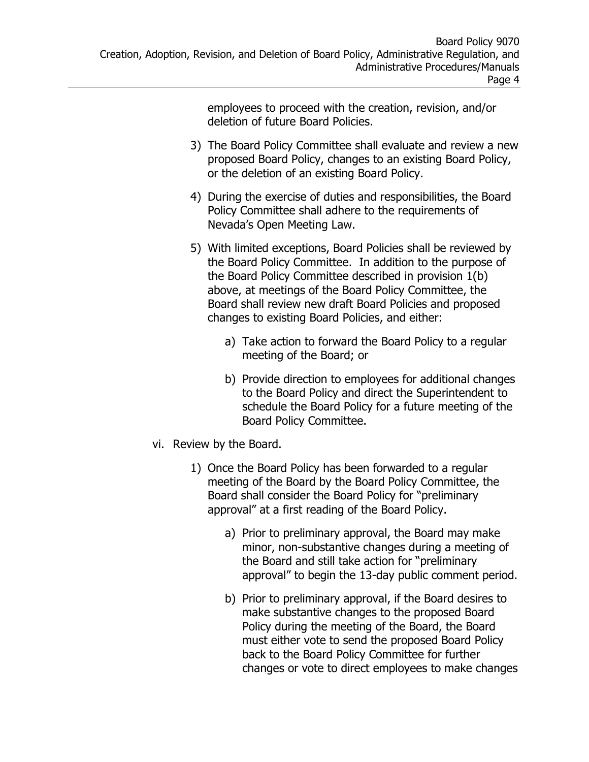employees to proceed with the creation, revision, and/or deletion of future Board Policies.

3) The Board Policy Committee shall evaluate and review a new proposed Board Policy, changes to an existing Board Policy, or the deletion of an existing Board Policy.

4) During the exercise of duties and responsibilities, the Board Policy Committee shall adhere to the requirements of Nevada's Open Meeting Law.

5) With limited exceptions, Board Policies shall be reviewed by the Board Policy Committee. In addition to the purpose of the Board Policy Committee described in provision 1(b) above, at meetings of the Board Policy Committee, the Board shall review new draft Board Policies and proposed changes to existing Board Policies, and either:

   a) Take action to forward the Board Policy to a regular meeting of the Board; or

   b) Provide direction to employees for additional changes to the Board Policy and direct the Superintendent to schedule the Board Policy for a future meeting of the Board Policy Committee.

vi. Review by the Board.

1) Once the Board Policy has been forwarded to a regular meeting of the Board by the Board Policy Committee, the Board shall consider the Board Policy for "preliminary approval" at a first reading of the Board Policy.

   a) Prior to preliminary approval, the Board may make minor, non-substantive changes during a meeting of the Board and still take action for "preliminary approval" to begin the 13-day public comment period.

   b) Prior to preliminary approval, if the Board desires to make substantive changes to the proposed Board Policy during the meeting of the Board, the Board must either vote to send the proposed Board Policy back to the Board Policy Committee for further changes or vote to direct employees to make changes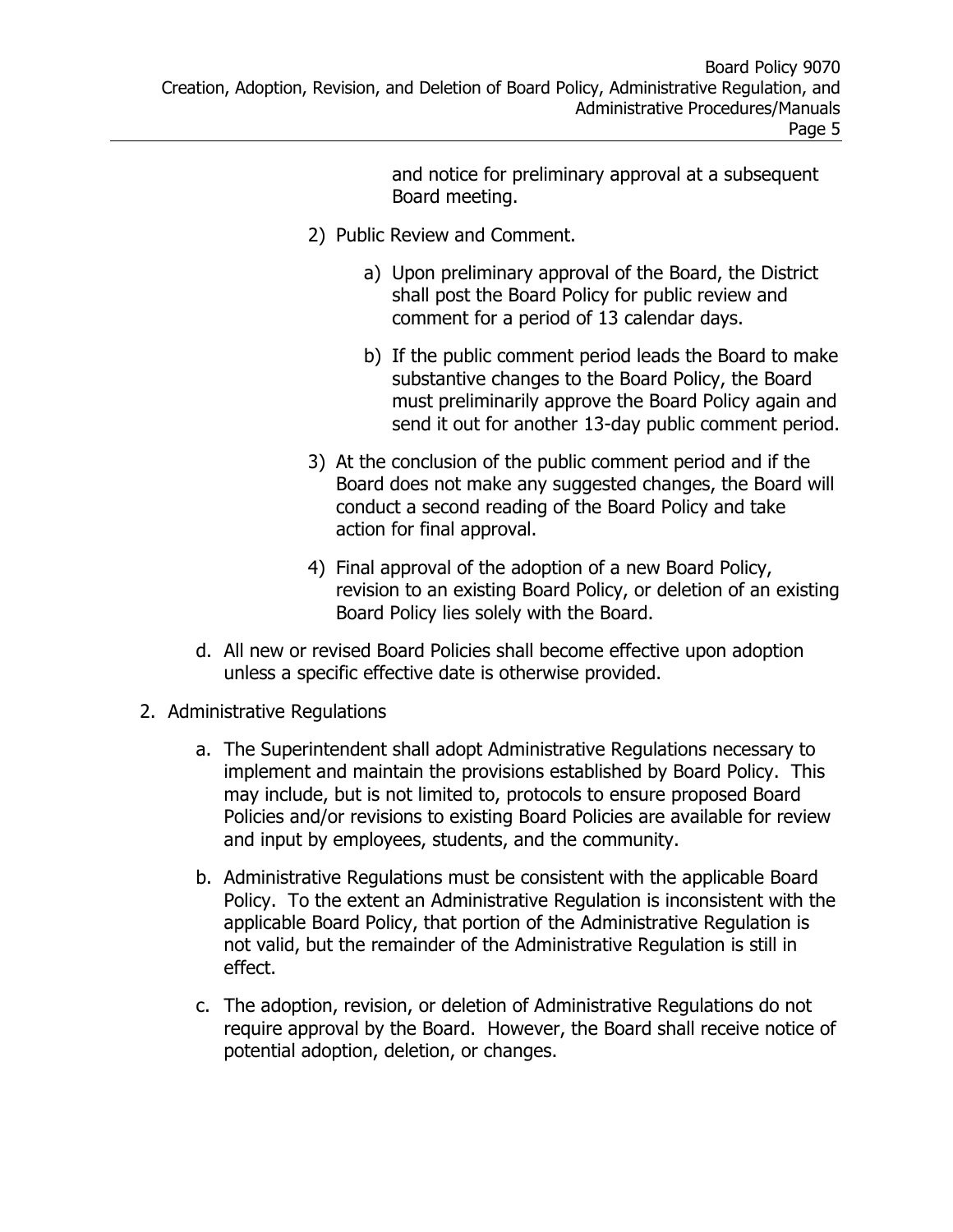and notice for preliminary approval at a subsequent Board meeting.

2) Public Review and Comment.

   a) Upon preliminary approval of the Board, the District shall post the Board Policy for public review and comment for a period of 13 calendar days.

   b) If the public comment period leads the Board to make substantive changes to the Board Policy, the Board must preliminarily approve the Board Policy again and send it out for another 13-day public comment period.

3) At the conclusion of the public comment period and if the Board does not make any suggested changes, the Board will conduct a second reading of the Board Policy and take action for final approval.

4) Final approval of the adoption of a new Board Policy, revision to an existing Board Policy, or deletion of an existing Board Policy lies solely with the Board.

d. All new or revised Board Policies shall become effective upon adoption unless a specific effective date is otherwise provided.

2. Administrative Regulations

   a. The Superintendent shall adopt Administrative Regulations necessary to implement and maintain the provisions established by Board Policy. This may include, but is not limited to, protocols to ensure proposed Board Policies and/or revisions to existing Board Policies are available for review and input by employees, students, and the community.

   b. Administrative Regulations must be consistent with the applicable Board Policy. To the extent an Administrative Regulation is inconsistent with the applicable Board Policy, that portion of the Administrative Regulation is not valid, but the remainder of the Administrative Regulation is still in effect.

   c. The adoption, revision, or deletion of Administrative Regulations do not require approval by the Board. However, the Board shall receive notice of potential adoption, deletion, or changes.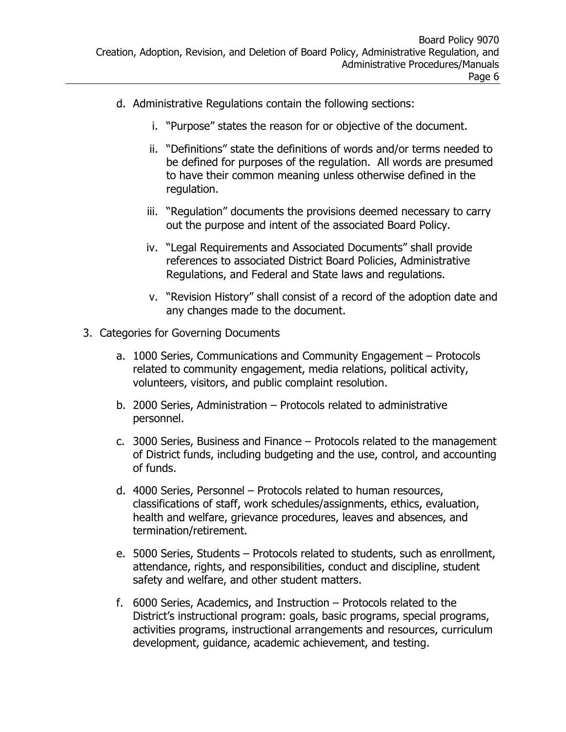d. Administrative Regulations contain the following sections:

   i. "Purpose" states the reason for or objective of the document.

   ii. "Definitions" state the definitions of words and/or terms needed to be defined for purposes of the regulation. All words are presumed to have their common meaning unless otherwise defined in the regulation.

   iii. "Regulation" documents the provisions deemed necessary to carry out the purpose and intent of the associated Board Policy.

   iv. "Legal Requirements and Associated Documents" shall provide references to associated District Board Policies, Administrative Regulations, and Federal and State laws and regulations.

   v. "Revision History" shall consist of a record of the adoption date and any changes made to the document.

3. Categories for Governing Documents

   a. 1000 Series, Communications and Community Engagement – Protocols related to community engagement, media relations, political activity, volunteers, visitors, and public complaint resolution.

   b. 2000 Series, Administration – Protocols related to administrative personnel.

   c. 3000 Series, Business and Finance – Protocols related to the management of District funds, including budgeting and the use, control, and accounting of funds.

   d. 4000 Series, Personnel – Protocols related to human resources, classifications of staff, work schedules/assignments, ethics, evaluation, health and welfare, grievance procedures, leaves and absences, and termination/retirement.

   e. 5000 Series, Students – Protocols related to students, such as enrollment, attendance, rights, and responsibilities, conduct and discipline, student safety and welfare, and other student matters.

   f. 6000 Series, Academics, and Instruction – Protocols related to the District's instructional program: goals, basic programs, special programs, activities programs, instructional arrangements and resources, curriculum development, guidance, academic achievement, and testing.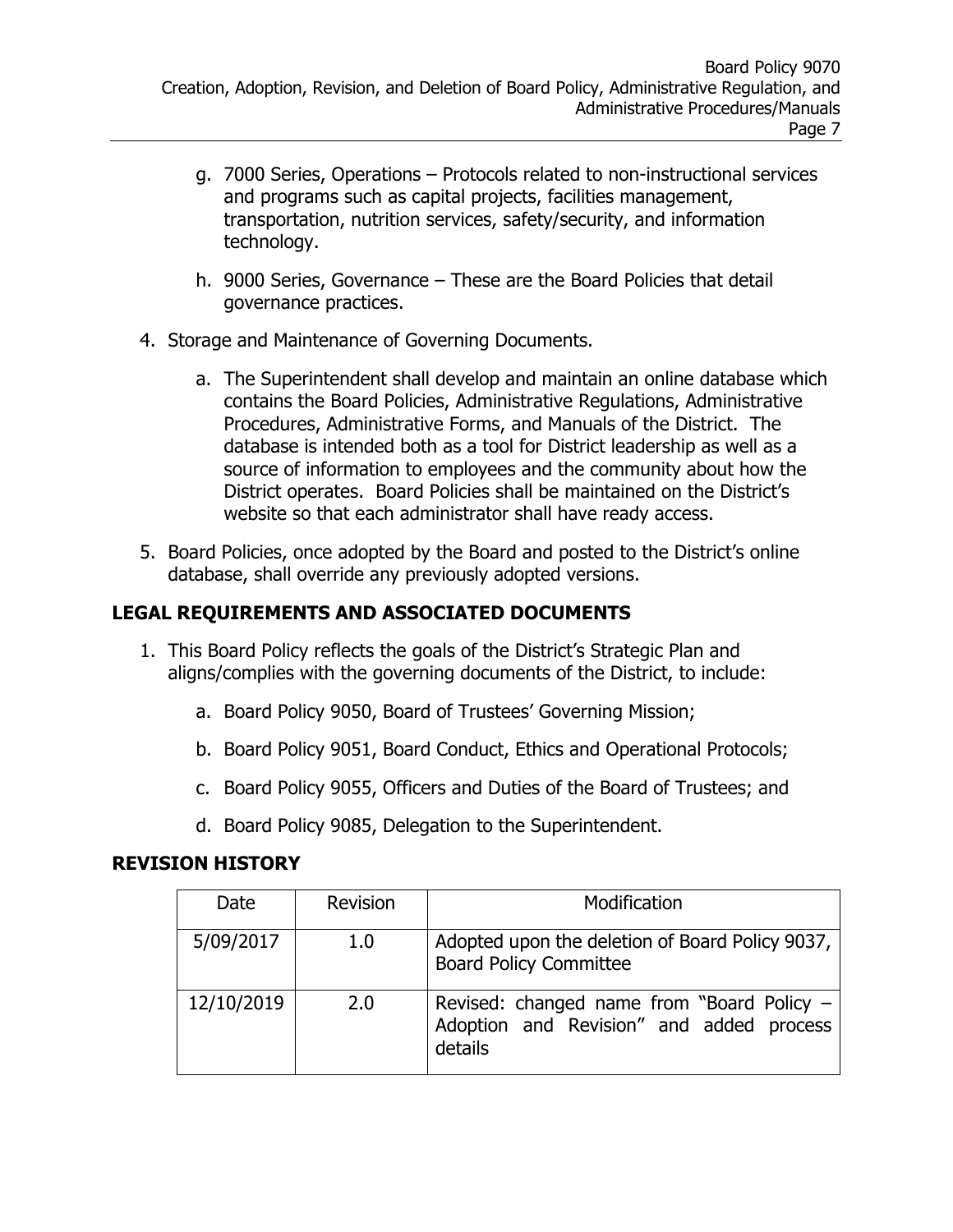g. 7000 Series, Operations – Protocols related to non-instructional services and programs such as capital projects, facilities management, transportation, nutrition services, safety/security, and information technology.

h. 9000 Series, Governance – These are the Board Policies that detail governance practices.

4. Storage and Maintenance of Governing Documents.

    a. The Superintendent shall develop and maintain an online database which contains the Board Policies, Administrative Regulations, Administrative Procedures, Administrative Forms, and Manuals of the District. The database is intended both as a tool for District leadership as well as a source of information to employees and the community about how the District operates. Board Policies shall be maintained on the District's website so that each administrator shall have ready access.

5. Board Policies, once adopted by the Board and posted to the District's online database, shall override any previously adopted versions.

## LEGAL REQUIREMENTS AND ASSOCIATED DOCUMENTS

1. This Board Policy reflects the goals of the District's Strategic Plan and aligns/complies with the governing documents of the District, to include:

    a. Board Policy 9050, Board of Trustees' Governing Mission;

    b. Board Policy 9051, Board Conduct, Ethics and Operational Protocols;

    c. Board Policy 9055, Officers and Duties of the Board of Trustees; and

    d. Board Policy 9085, Delegation to the Superintendent.

## REVISION HISTORY

| Date | Revision | Modification |
|---|---|---|
| 5/09/2017 | 1.0 | Adopted upon the deletion of Board Policy 9037, Board Policy Committee |
| 12/10/2019 | 2.0 | Revised: changed name from "Board Policy – Adoption and Revision" and added process details |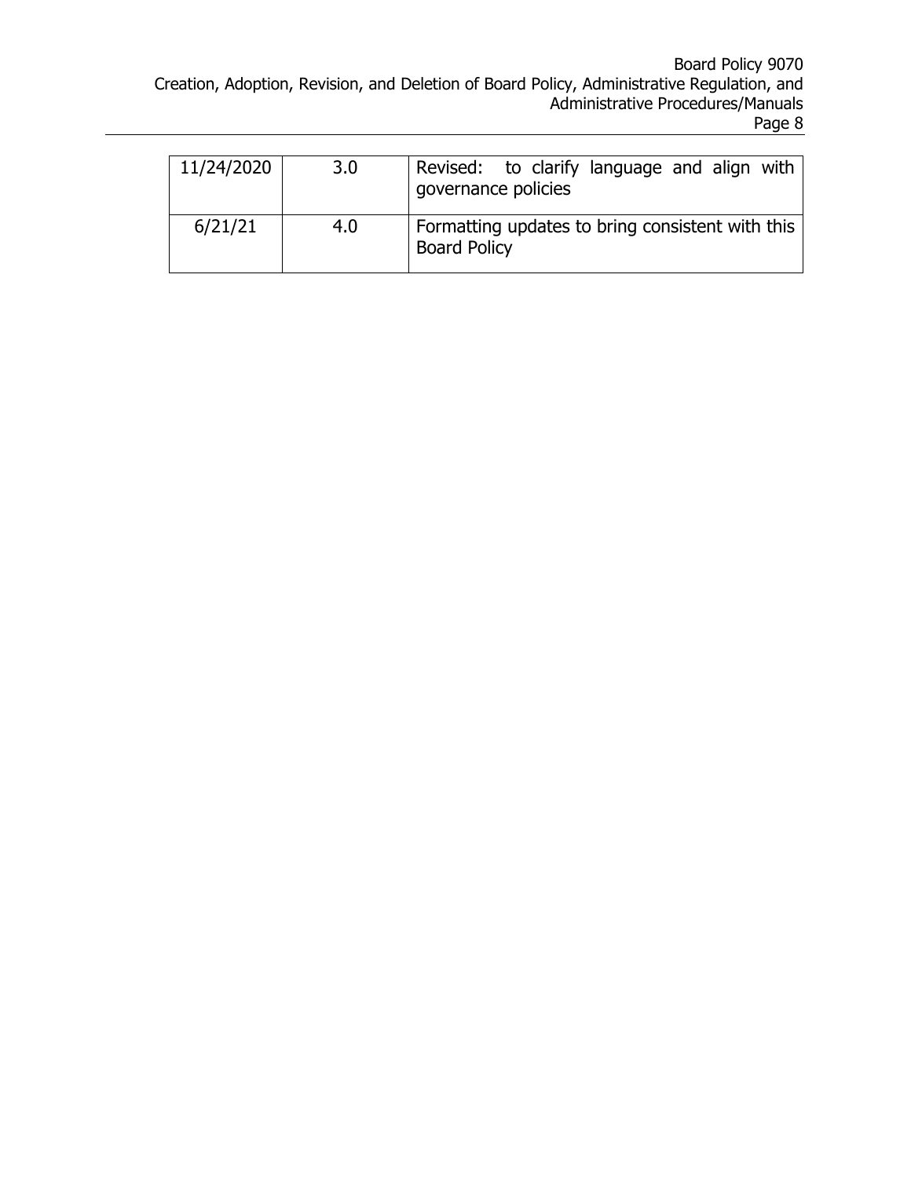| | | |
|---|---|---|
| 11/24/2020 | 3.0 | Revised: to clarify language and align with governance policies |
| 6/21/21 | 4.0 | Formatting updates to bring consistent with this Board Policy |